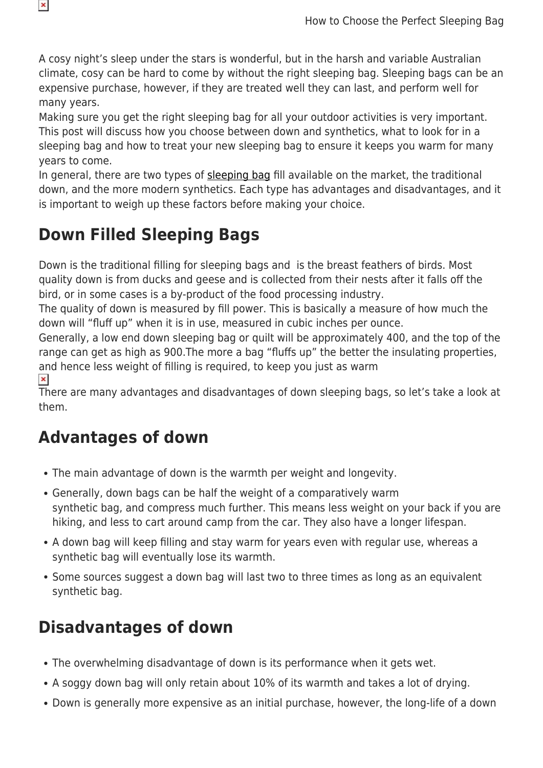A cosy night's sleep under the stars is wonderful, but in the harsh and variable Australian climate, cosy can be hard to come by without the right sleeping bag. Sleeping bags can be an expensive purchase, however, if they are treated well they can last, and perform well for many years.

Making sure you get the right sleeping bag for all your outdoor activities is very important. This post will discuss how you choose between down and synthetics, what to look for in a sleeping bag and how to treat your new sleeping bag to ensure it keeps you warm for many years to come.

In general, there are two types of sleeping bag fill available on the market, the traditional down, and the more modern synthetics. Each type has advantages and disadvantages, and it is important to weigh up these factors before making your choice.

## Down Filled Sleeping Bags

Down is the traditional filling for sleeping bags and is the breast feathers of birds. Most quality down is from ducks and geese and is collected from their nests after it falls off the bird, or in some cases is a by-product of the food processing industry.

The quality of down is measured by fill power. This is basically a measure of how much the down will "fluff up" when it is in use, measured in cubic inches per ounce.

Generally, a low end down sleeping bag or quilt will be approximately 400, and the top of the range can get as high as 900.The more a bag "fluffs up" the better the insulating properties, and hence less weight of filling is required, to keep you just as warm

There are many advantages and disadvantages of down sleeping bags, so let's take a look at them.

## Advantages of down

- The main advantage of down is the warmth per weight and longevity.
- Generally, down bags can be half the weight of a comparatively warm synthetic bag, and compress much further. This means less weight on your back if you are hiking, and less to cart around camp from the car. They also have a longer lifespan.
- A down bag will keep filling and stay warm for years even with regular use, whereas a synthetic bag will eventually lose its warmth.
- Some sources suggest a down bag will last two to three times as long as an equivalent synthetic bag.

## Disadvantages of down

- The overwhelming disadvantage of down is its performance when it gets wet.
- A soggy down bag will only retain about 10% of its warmth and takes a lot of drying.
- Down is generally more expensive as an initial purchase, however, the long-life of a down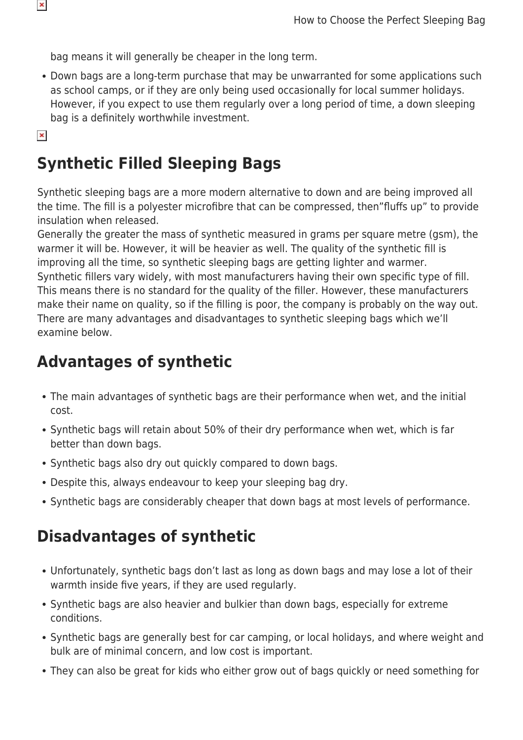bag means it will generally be cheaper in the long term.

- Down bags are a long-term purchase that may be unwarranted for some applications such as school camps, or if they are only being used occasionally for local summer holidays. However, if you expect to use them regularly over a long period of time, a down sleeping bag is a definitely worthwhile investment.

## Synthetic Filled Sleeping Bags

Synthetic sleeping bags are a more modern alternative to down and are being improved all the time. The fill is a polyester microfibre that can be compressed, then"fluffs up" to provide insulation when released.
Generally the greater the mass of synthetic measured in grams per square metre (gsm), the warmer it will be. However, it will be heavier as well. The quality of the synthetic fill is improving all the time, so synthetic sleeping bags are getting lighter and warmer.
Synthetic fillers vary widely, with most manufacturers having their own specific type of fill. This means there is no standard for the quality of the filler. However, these manufacturers make their name on quality, so if the filling is poor, the company is probably on the way out.
There are many advantages and disadvantages to synthetic sleeping bags which we'll examine below.

## Advantages of synthetic

- The main advantages of synthetic bags are their performance when wet, and the initial cost.
- Synthetic bags will retain about 50% of their dry performance when wet, which is far better than down bags.
- Synthetic bags also dry out quickly compared to down bags.
- Despite this, always endeavour to keep your sleeping bag dry.
- Synthetic bags are considerably cheaper that down bags at most levels of performance.

## Disadvantages of synthetic

- Unfortunately, synthetic bags don't last as long as down bags and may lose a lot of their warmth inside five years, if they are used regularly.
- Synthetic bags are also heavier and bulkier than down bags, especially for extreme conditions.
- Synthetic bags are generally best for car camping, or local holidays, and where weight and bulk are of minimal concern, and low cost is important.
- They can also be great for kids who either grow out of bags quickly or need something for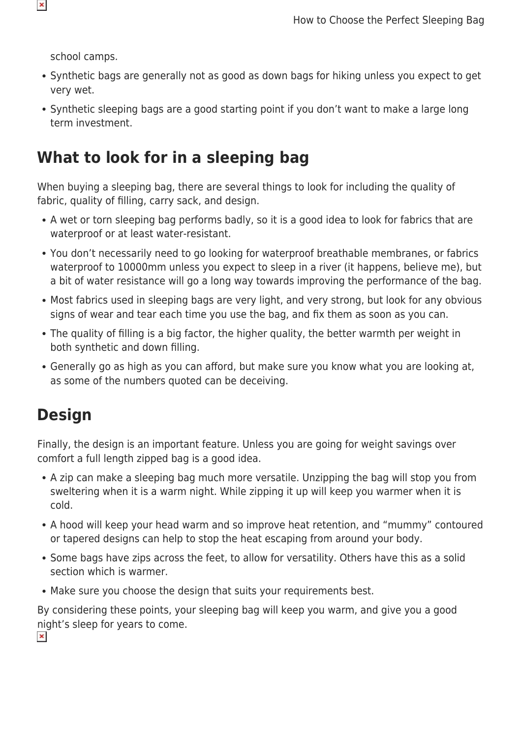school camps.

- Synthetic bags are generally not as good as down bags for hiking unless you expect to get very wet.
- Synthetic sleeping bags are a good starting point if you don't want to make a large long term investment.

## What to look for in a sleeping bag

When buying a sleeping bag, there are several things to look for including the quality of fabric, quality of filling, carry sack, and design.

- A wet or torn sleeping bag performs badly, so it is a good idea to look for fabrics that are waterproof or at least water-resistant.
- You don't necessarily need to go looking for waterproof breathable membranes, or fabrics waterproof to 10000mm unless you expect to sleep in a river (it happens, believe me), but a bit of water resistance will go a long way towards improving the performance of the bag.
- Most fabrics used in sleeping bags are very light, and very strong, but look for any obvious signs of wear and tear each time you use the bag, and fix them as soon as you can.
- The quality of filling is a big factor, the higher quality, the better warmth per weight in both synthetic and down filling.
- Generally go as high as you can afford, but make sure you know what you are looking at, as some of the numbers quoted can be deceiving.

## Design

Finally, the design is an important feature. Unless you are going for weight savings over comfort a full length zipped bag is a good idea.

- A zip can make a sleeping bag much more versatile. Unzipping the bag will stop you from sweltering when it is a warm night. While zipping it up will keep you warmer when it is cold.
- A hood will keep your head warm and so improve heat retention, and "mummy" contoured or tapered designs can help to stop the heat escaping from around your body.
- Some bags have zips across the feet, to allow for versatility. Others have this as a solid section which is warmer.
- Make sure you choose the design that suits your requirements best.

By considering these points, your sleeping bag will keep you warm, and give you a good night's sleep for years to come.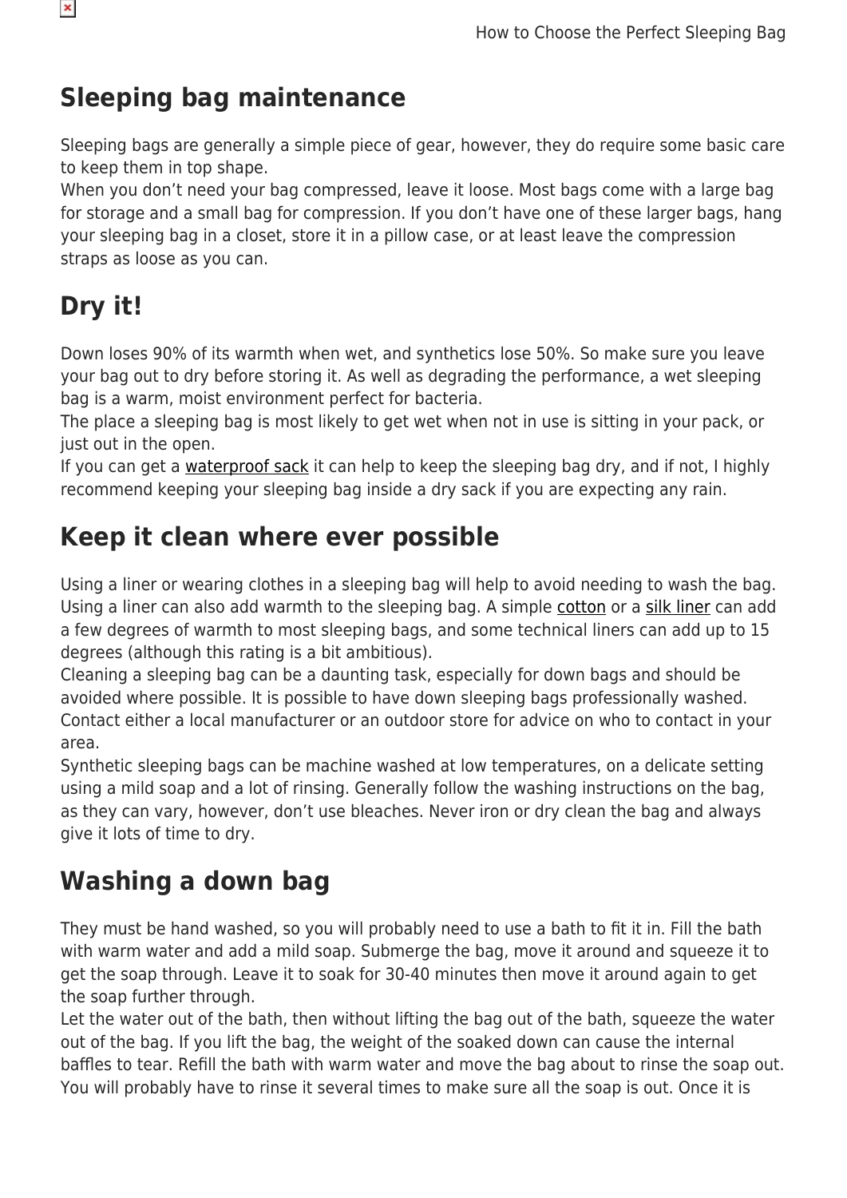## Sleeping bag maintenance

Sleeping bags are generally a simple piece of gear, however, they do require some basic care to keep them in top shape.
When you don't need your bag compressed, leave it loose. Most bags come with a large bag for storage and a small bag for compression. If you don't have one of these larger bags, hang your sleeping bag in a closet, store it in a pillow case, or at least leave the compression straps as loose as you can.

## Dry it!

Down loses 90% of its warmth when wet, and synthetics lose 50%. So make sure you leave your bag out to dry before storing it. As well as degrading the performance, a wet sleeping bag is a warm, moist environment perfect for bacteria.
The place a sleeping bag is most likely to get wet when not in use is sitting in your pack, or just out in the open.
If you can get a waterproof sack it can help to keep the sleeping bag dry, and if not, I highly recommend keeping your sleeping bag inside a dry sack if you are expecting any rain.

## Keep it clean where ever possible

Using a liner or wearing clothes in a sleeping bag will help to avoid needing to wash the bag. Using a liner can also add warmth to the sleeping bag. A simple cotton or a silk liner can add a few degrees of warmth to most sleeping bags, and some technical liners can add up to 15 degrees (although this rating is a bit ambitious).
Cleaning a sleeping bag can be a daunting task, especially for down bags and should be avoided where possible. It is possible to have down sleeping bags professionally washed. Contact either a local manufacturer or an outdoor store for advice on who to contact in your area.
Synthetic sleeping bags can be machine washed at low temperatures, on a delicate setting using a mild soap and a lot of rinsing. Generally follow the washing instructions on the bag, as they can vary, however, don't use bleaches. Never iron or dry clean the bag and always give it lots of time to dry.

## Washing a down bag

They must be hand washed, so you will probably need to use a bath to fit it in. Fill the bath with warm water and add a mild soap. Submerge the bag, move it around and squeeze it to get the soap through. Leave it to soak for 30-40 minutes then move it around again to get the soap further through.
Let the water out of the bath, then without lifting the bag out of the bath, squeeze the water out of the bag. If you lift the bag, the weight of the soaked down can cause the internal baffles to tear. Refill the bath with warm water and move the bag about to rinse the soap out. You will probably have to rinse it several times to make sure all the soap is out. Once it is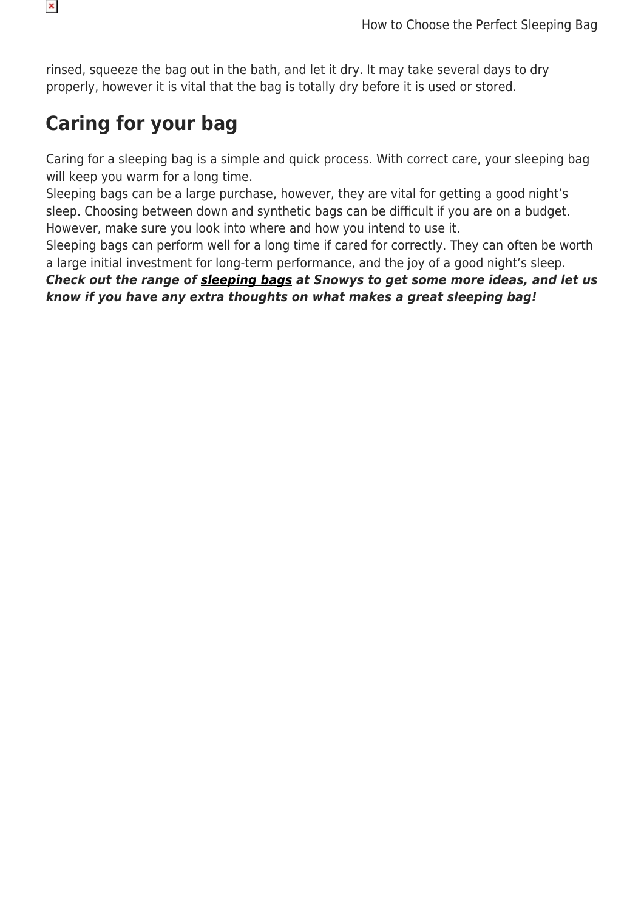rinsed, squeeze the bag out in the bath, and let it dry. It may take several days to dry properly, however it is vital that the bag is totally dry before it is used or stored.

## Caring for your bag

Caring for a sleeping bag is a simple and quick process. With correct care, your sleeping bag will keep you warm for a long time.

Sleeping bags can be a large purchase, however, they are vital for getting a good night's sleep. Choosing between down and synthetic bags can be difficult if you are on a budget. However, make sure you look into where and how you intend to use it.

Sleeping bags can perform well for a long time if cared for correctly. They can often be worth a large initial investment for long-term performance, and the joy of a good night's sleep.

***Check out the range of sleeping bags at Snowys to get some more ideas, and let us know if you have any extra thoughts on what makes a great sleeping bag!***